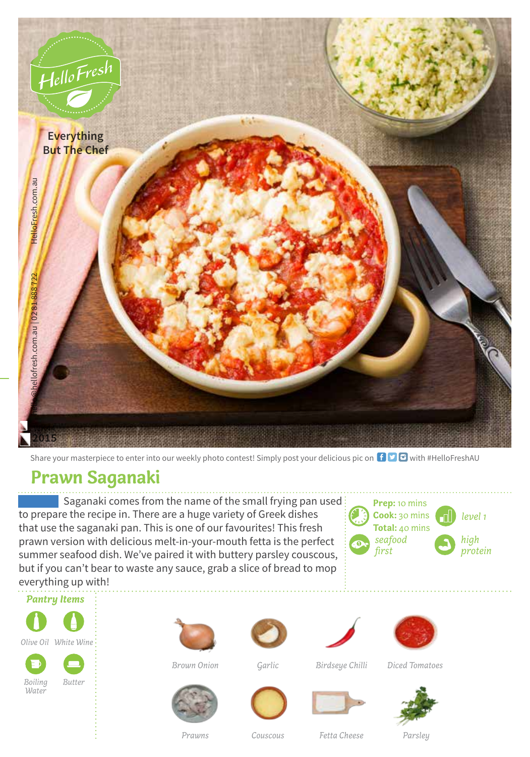HelloFresh

Everything But The Chef

HelloFresh.com.au

hello@hellofresh.com.au | 02 8188 8722

2015

Share your masterpiece to enter into our weekly photo contest! Simply post your delicious pic on with #HelloFreshAU

# Prawn Saganaki

Saganaki comes from the name of the small frying pan used to prepare the recipe in. There are a huge variety of Greek dishes that use the saganaki pan. This is one of our favourites! This fresh prawn version with delicious melt-in-your-mouth fetta is the perfect summer seafood dish. We've paired it with buttery parsley couscous, but if you can't bear to waste any sauce, grab a slice of bread to mop everything up with!

**Prep:** 10 mins
**Cook:** 30 mins
**Total:** 40 mins

*level 1*

*seafood first*

*high protein*

## Pantry Items

- Olive Oil
- White Wine
- Boiling Water
- Butter

## Ingredients

- Brown Onion
- Garlic
- Birdseye Chilli
- Diced Tomatoes
- Prawns
- Couscous
- Fetta Cheese
- Parsley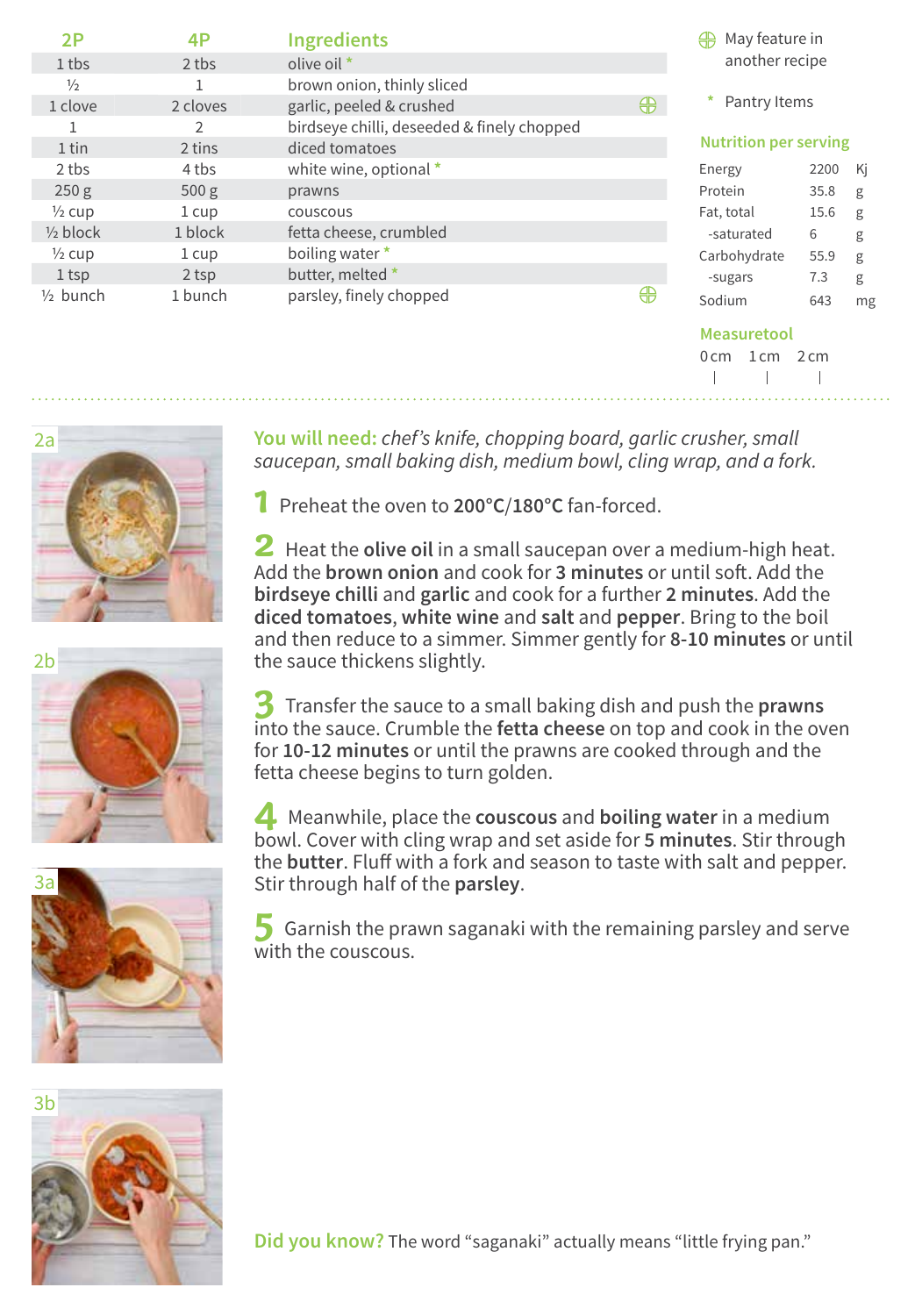| 2P | 4P | Ingredients | |
|---|---|---|---|
| 1 tbs | 2 tbs | olive oil * | |
| ½ | 1 | brown onion, thinly sliced | |
| 1 clove | 2 cloves | garlic, peeled & crushed | ⊕ |
| 1 | 2 | birdseye chilli, deseeded & finely chopped | |
| 1 tin | 2 tins | diced tomatoes | |
| 2 tbs | 4 tbs | white wine, optional * | |
| 250 g | 500 g | prawns | |
| ½ cup | 1 cup | couscous | |
| ½ block | 1 block | fetta cheese, crumbled | |
| ½ cup | 1 cup | boiling water * | |
| 1 tsp | 2 tsp | butter, melted * | |
| ½ bunch | 1 bunch | parsley, finely chopped | ⊕ |

⊕ May feature in another recipe

\* Pantry Items

## Nutrition per serving

| | | |
|---|---|---|
| Energy | 2200 | Kj |
| Protein | 35.8 | g |
| Fat, total | 15.6 | g |
| -saturated | 6 | g |
| Carbohydrate | 55.9 | g |
| -sugars | 7.3 | g |
| Sodium | 643 | mg |

## Measuretool

0 cm 1 cm 2 cm

2a

2b

3a

3b

**You will need:** *chef's knife, chopping board, garlic crusher, small saucepan, small baking dish, medium bowl, cling wrap, and a fork.*

**1** Preheat the oven to **200°C/180°C** fan-forced.

**2** Heat the **olive oil** in a small saucepan over a medium-high heat. Add the **brown onion** and cook for **3 minutes** or until soft. Add the **birdseye chilli** and **garlic** and cook for a further **2 minutes**. Add the **diced tomatoes**, **white wine** and **salt** and **pepper**. Bring to the boil and then reduce to a simmer. Simmer gently for **8-10 minutes** or until the sauce thickens slightly.

**3** Transfer the sauce to a small baking dish and push the **prawns** into the sauce. Crumble the **fetta cheese** on top and cook in the oven for **10-12 minutes** or until the prawns are cooked through and the fetta cheese begins to turn golden.

**4** Meanwhile, place the **couscous** and **boiling water** in a medium bowl. Cover with cling wrap and set aside for **5 minutes**. Stir through the **butter**. Fluff with a fork and season to taste with salt and pepper. Stir through half of the **parsley**.

**5** Garnish the prawn saganaki with the remaining parsley and serve with the couscous.

**Did you know?** The word "saganaki" actually means "little frying pan."